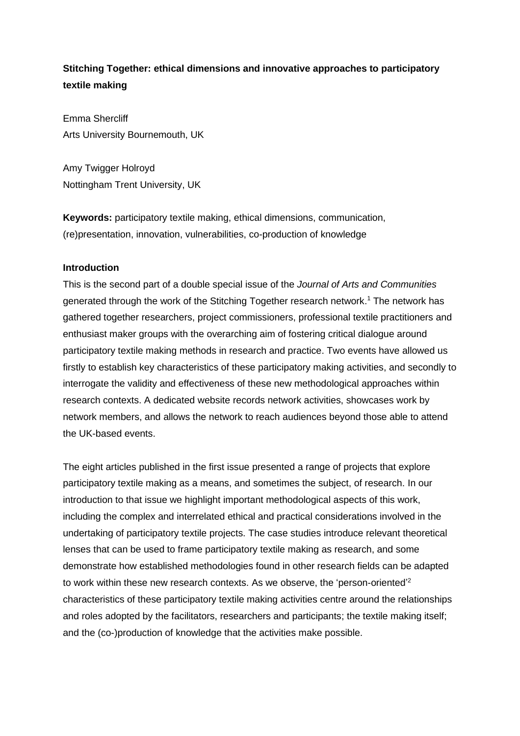# Stitching Together: ethical dimensions and innovative approaches to participatory textile making

Emma Shercliff
Arts University Bournemouth, UK

Amy Twigger Holroyd
Nottingham Trent University, UK

**Keywords:** participatory textile making, ethical dimensions, communication, (re)presentation, innovation, vulnerabilities, co-production of knowledge

## Introduction

This is the second part of a double special issue of the *Journal of Arts and Communities* generated through the work of the Stitching Together research network.[1] The network has gathered together researchers, project commissioners, professional textile practitioners and enthusiast maker groups with the overarching aim of fostering critical dialogue around participatory textile making methods in research and practice. Two events have allowed us firstly to establish key characteristics of these participatory making activities, and secondly to interrogate the validity and effectiveness of these new methodological approaches within research contexts. A dedicated website records network activities, showcases work by network members, and allows the network to reach audiences beyond those able to attend the UK-based events.

The eight articles published in the first issue presented a range of projects that explore participatory textile making as a means, and sometimes the subject, of research. In our introduction to that issue we highlight important methodological aspects of this work, including the complex and interrelated ethical and practical considerations involved in the undertaking of participatory textile projects. The case studies introduce relevant theoretical lenses that can be used to frame participatory textile making as research, and some demonstrate how established methodologies found in other research fields can be adapted to work within these new research contexts. As we observe, the 'person-oriented'[2] characteristics of these participatory textile making activities centre around the relationships and roles adopted by the facilitators, researchers and participants; the textile making itself; and the (co-)production of knowledge that the activities make possible.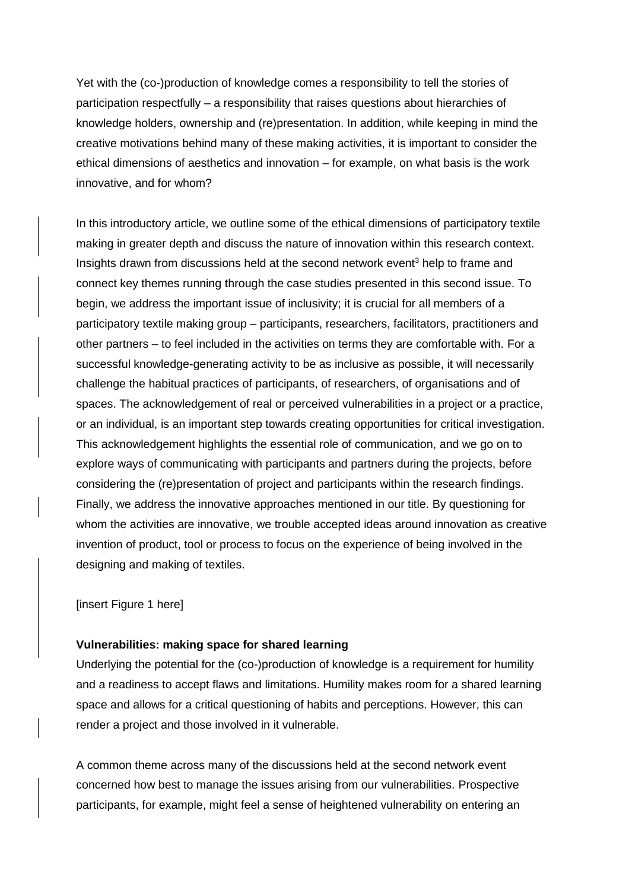Yet with the (co-)production of knowledge comes a responsibility to tell the stories of participation respectfully – a responsibility that raises questions about hierarchies of knowledge holders, ownership and (re)presentation. In addition, while keeping in mind the creative motivations behind many of these making activities, it is important to consider the ethical dimensions of aesthetics and innovation – for example, on what basis is the work innovative, and for whom?

In this introductory article, we outline some of the ethical dimensions of participatory textile making in greater depth and discuss the nature of innovation within this research context. Insights drawn from discussions held at the second network event[3] help to frame and connect key themes running through the case studies presented in this second issue. To begin, we address the important issue of inclusivity; it is crucial for all members of a participatory textile making group – participants, researchers, facilitators, practitioners and other partners – to feel included in the activities on terms they are comfortable with. For a successful knowledge-generating activity to be as inclusive as possible, it will necessarily challenge the habitual practices of participants, of researchers, of organisations and of spaces. The acknowledgement of real or perceived vulnerabilities in a project or a practice, or an individual, is an important step towards creating opportunities for critical investigation. This acknowledgement highlights the essential role of communication, and we go on to explore ways of communicating with participants and partners during the projects, before considering the (re)presentation of project and participants within the research findings. Finally, we address the innovative approaches mentioned in our title. By questioning for whom the activities are innovative, we trouble accepted ideas around innovation as creative invention of product, tool or process to focus on the experience of being involved in the designing and making of textiles.

[insert Figure 1 here]

**Vulnerabilities: making space for shared learning**

Underlying the potential for the (co-)production of knowledge is a requirement for humility and a readiness to accept flaws and limitations. Humility makes room for a shared learning space and allows for a critical questioning of habits and perceptions. However, this can render a project and those involved in it vulnerable.

A common theme across many of the discussions held at the second network event concerned how best to manage the issues arising from our vulnerabilities. Prospective participants, for example, might feel a sense of heightened vulnerability on entering an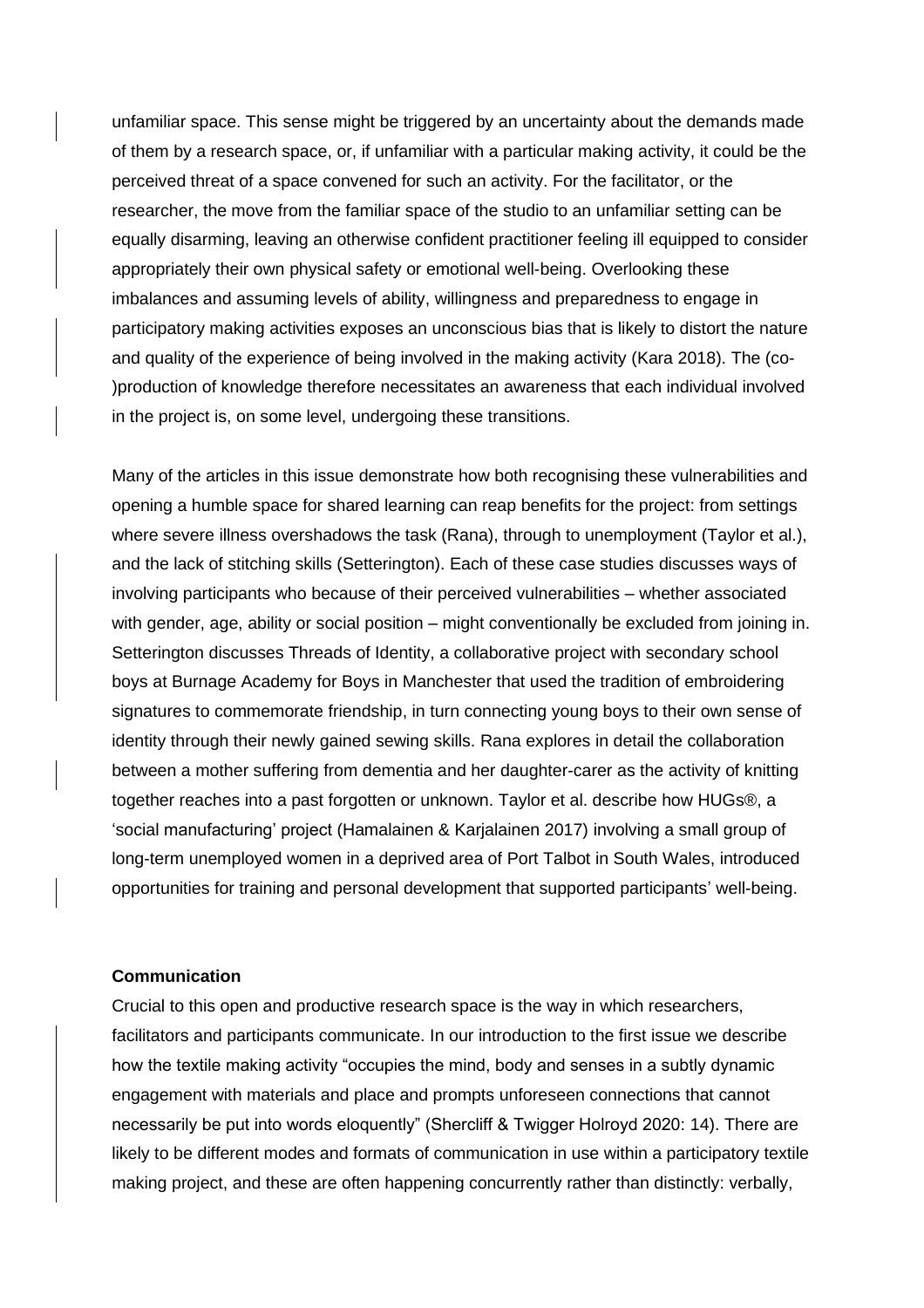unfamiliar space. This sense might be triggered by an uncertainty about the demands made of them by a research space, or, if unfamiliar with a particular making activity, it could be the perceived threat of a space convened for such an activity. For the facilitator, or the researcher, the move from the familiar space of the studio to an unfamiliar setting can be equally disarming, leaving an otherwise confident practitioner feeling ill equipped to consider appropriately their own physical safety or emotional well-being. Overlooking these imbalances and assuming levels of ability, willingness and preparedness to engage in participatory making activities exposes an unconscious bias that is likely to distort the nature and quality of the experience of being involved in the making activity (Kara 2018). The (co-)production of knowledge therefore necessitates an awareness that each individual involved in the project is, on some level, undergoing these transitions.

Many of the articles in this issue demonstrate how both recognising these vulnerabilities and opening a humble space for shared learning can reap benefits for the project: from settings where severe illness overshadows the task (Rana), through to unemployment (Taylor et al.), and the lack of stitching skills (Setterington). Each of these case studies discusses ways of involving participants who because of their perceived vulnerabilities – whether associated with gender, age, ability or social position – might conventionally be excluded from joining in. Setterington discusses Threads of Identity, a collaborative project with secondary school boys at Burnage Academy for Boys in Manchester that used the tradition of embroidering signatures to commemorate friendship, in turn connecting young boys to their own sense of identity through their newly gained sewing skills. Rana explores in detail the collaboration between a mother suffering from dementia and her daughter-carer as the activity of knitting together reaches into a past forgotten or unknown. Taylor et al. describe how HUGs®, a 'social manufacturing' project (Hamalainen & Karjalainen 2017) involving a small group of long-term unemployed women in a deprived area of Port Talbot in South Wales, introduced opportunities for training and personal development that supported participants' well-being.

**Communication**

Crucial to this open and productive research space is the way in which researchers, facilitators and participants communicate. In our introduction to the first issue we describe how the textile making activity "occupies the mind, body and senses in a subtly dynamic engagement with materials and place and prompts unforeseen connections that cannot necessarily be put into words eloquently" (Shercliff & Twigger Holroyd 2020: 14). There are likely to be different modes and formats of communication in use within a participatory textile making project, and these are often happening concurrently rather than distinctly: verbally,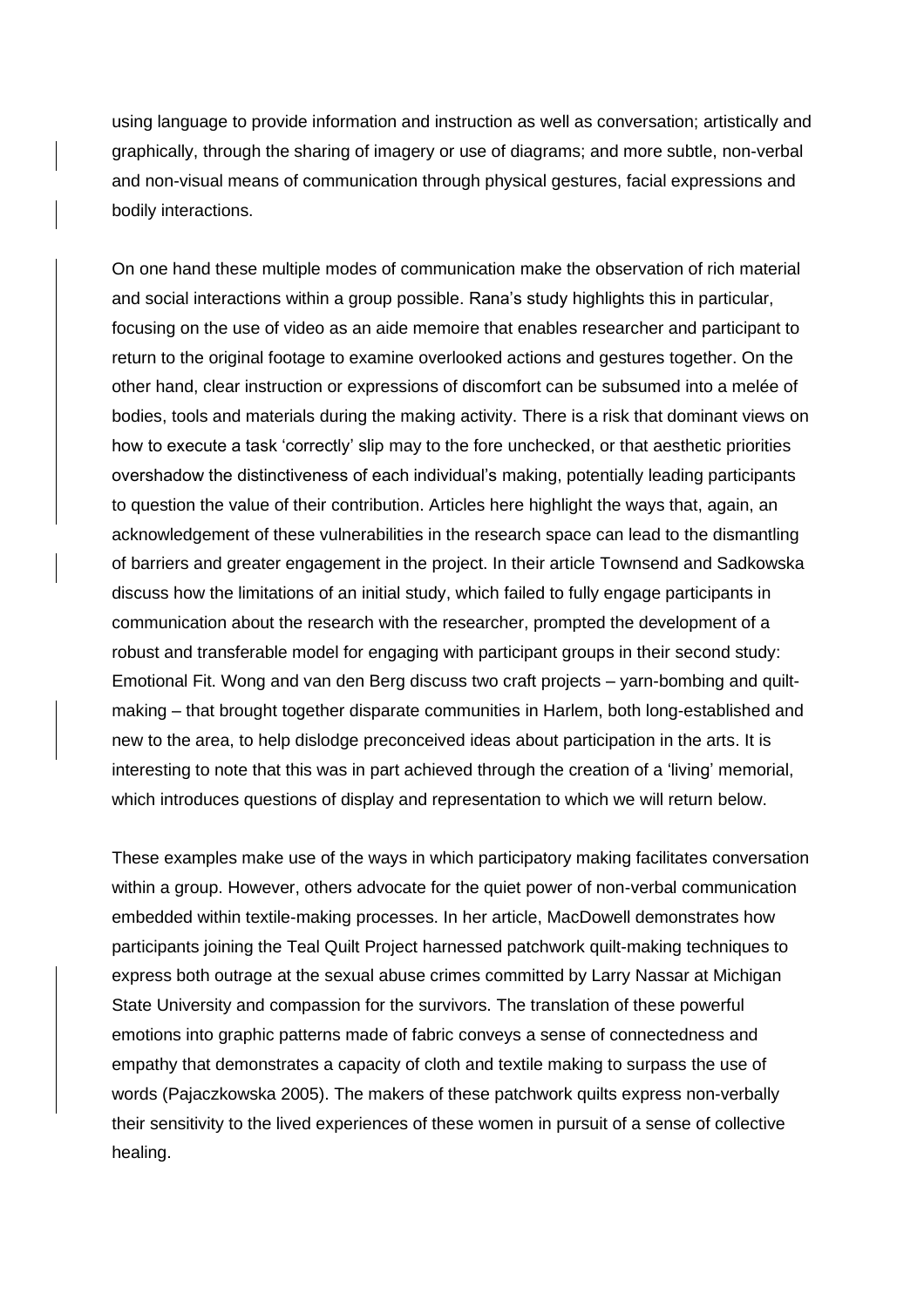using language to provide information and instruction as well as conversation; artistically and graphically, through the sharing of imagery or use of diagrams; and more subtle, non-verbal and non-visual means of communication through physical gestures, facial expressions and bodily interactions.

On one hand these multiple modes of communication make the observation of rich material and social interactions within a group possible. Rana's study highlights this in particular, focusing on the use of video as an aide memoire that enables researcher and participant to return to the original footage to examine overlooked actions and gestures together. On the other hand, clear instruction or expressions of discomfort can be subsumed into a melée of bodies, tools and materials during the making activity. There is a risk that dominant views on how to execute a task 'correctly' slip may to the fore unchecked, or that aesthetic priorities overshadow the distinctiveness of each individual's making, potentially leading participants to question the value of their contribution. Articles here highlight the ways that, again, an acknowledgement of these vulnerabilities in the research space can lead to the dismantling of barriers and greater engagement in the project. In their article Townsend and Sadkowska discuss how the limitations of an initial study, which failed to fully engage participants in communication about the research with the researcher, prompted the development of a robust and transferable model for engaging with participant groups in their second study: Emotional Fit. Wong and van den Berg discuss two craft projects – yarn-bombing and quilt-making – that brought together disparate communities in Harlem, both long-established and new to the area, to help dislodge preconceived ideas about participation in the arts. It is interesting to note that this was in part achieved through the creation of a 'living' memorial, which introduces questions of display and representation to which we will return below.

These examples make use of the ways in which participatory making facilitates conversation within a group. However, others advocate for the quiet power of non-verbal communication embedded within textile-making processes. In her article, MacDowell demonstrates how participants joining the Teal Quilt Project harnessed patchwork quilt-making techniques to express both outrage at the sexual abuse crimes committed by Larry Nassar at Michigan State University and compassion for the survivors. The translation of these powerful emotions into graphic patterns made of fabric conveys a sense of connectedness and empathy that demonstrates a capacity of cloth and textile making to surpass the use of words (Pajaczkowska 2005). The makers of these patchwork quilts express non-verbally their sensitivity to the lived experiences of these women in pursuit of a sense of collective healing.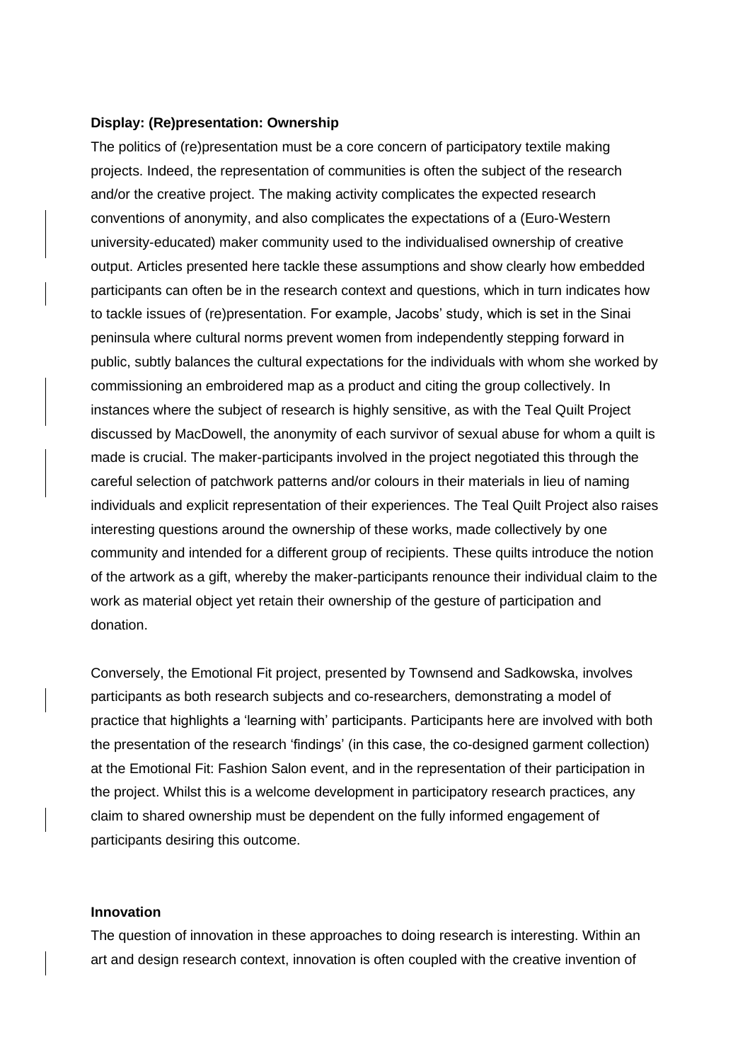**Display: (Re)presentation: Ownership**

The politics of (re)presentation must be a core concern of participatory textile making projects. Indeed, the representation of communities is often the subject of the research and/or the creative project. The making activity complicates the expected research conventions of anonymity, and also complicates the expectations of a (Euro-Western university-educated) maker community used to the individualised ownership of creative output. Articles presented here tackle these assumptions and show clearly how embedded participants can often be in the research context and questions, which in turn indicates how to tackle issues of (re)presentation. For example, Jacobs' study, which is set in the Sinai peninsula where cultural norms prevent women from independently stepping forward in public, subtly balances the cultural expectations for the individuals with whom she worked by commissioning an embroidered map as a product and citing the group collectively. In instances where the subject of research is highly sensitive, as with the Teal Quilt Project discussed by MacDowell, the anonymity of each survivor of sexual abuse for whom a quilt is made is crucial. The maker-participants involved in the project negotiated this through the careful selection of patchwork patterns and/or colours in their materials in lieu of naming individuals and explicit representation of their experiences. The Teal Quilt Project also raises interesting questions around the ownership of these works, made collectively by one community and intended for a different group of recipients. These quilts introduce the notion of the artwork as a gift, whereby the maker-participants renounce their individual claim to the work as material object yet retain their ownership of the gesture of participation and donation.

Conversely, the Emotional Fit project, presented by Townsend and Sadkowska, involves participants as both research subjects and co-researchers, demonstrating a model of practice that highlights a 'learning with' participants. Participants here are involved with both the presentation of the research 'findings' (in this case, the co-designed garment collection) at the Emotional Fit: Fashion Salon event, and in the representation of their participation in the project. Whilst this is a welcome development in participatory research practices, any claim to shared ownership must be dependent on the fully informed engagement of participants desiring this outcome.

**Innovation**

The question of innovation in these approaches to doing research is interesting. Within an art and design research context, innovation is often coupled with the creative invention of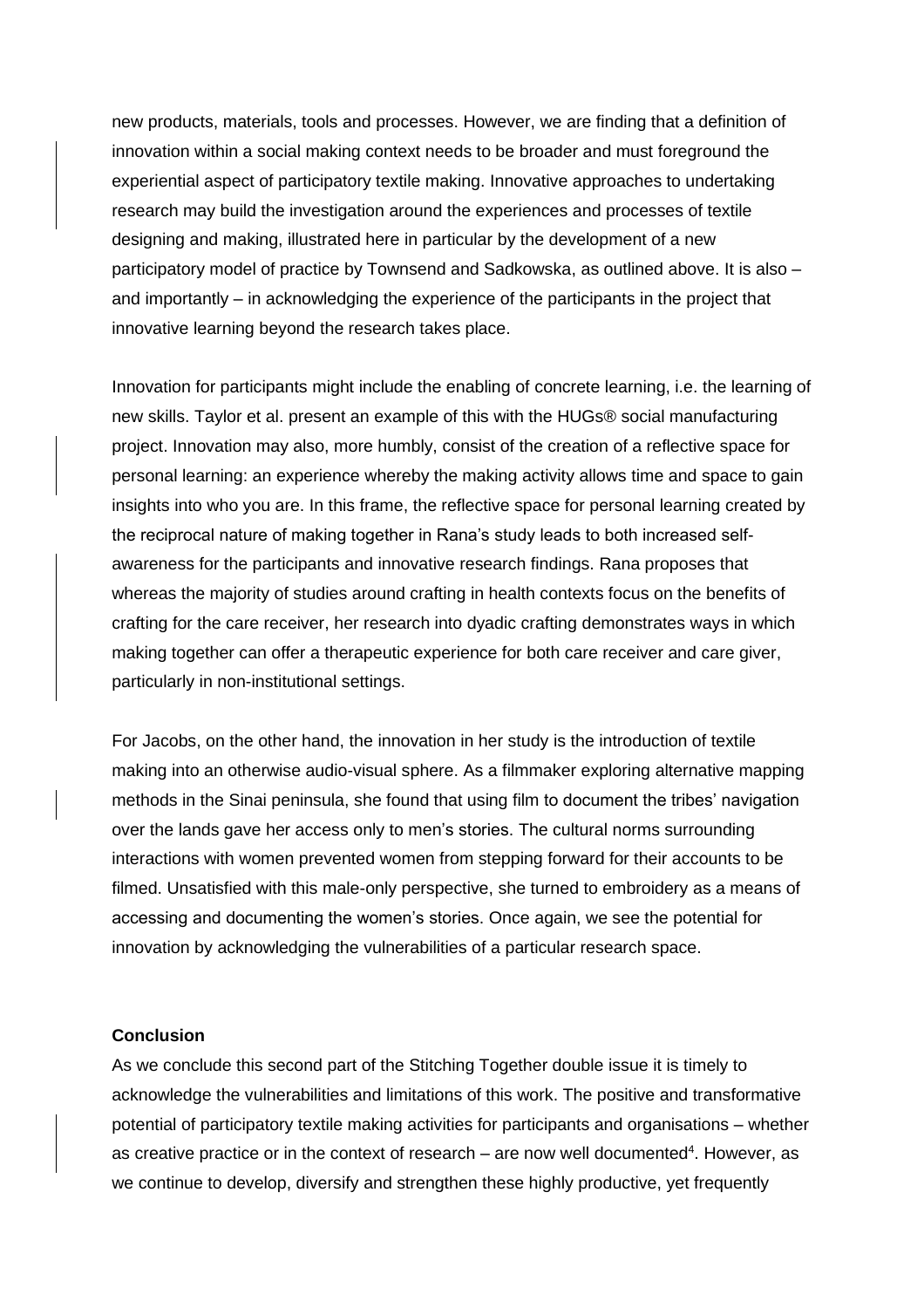new products, materials, tools and processes. However, we are finding that a definition of innovation within a social making context needs to be broader and must foreground the experiential aspect of participatory textile making. Innovative approaches to undertaking research may build the investigation around the experiences and processes of textile designing and making, illustrated here in particular by the development of a new participatory model of practice by Townsend and Sadkowska, as outlined above. It is also – and importantly – in acknowledging the experience of the participants in the project that innovative learning beyond the research takes place.

Innovation for participants might include the enabling of concrete learning, i.e. the learning of new skills. Taylor et al. present an example of this with the HUGs® social manufacturing project. Innovation may also, more humbly, consist of the creation of a reflective space for personal learning: an experience whereby the making activity allows time and space to gain insights into who you are. In this frame, the reflective space for personal learning created by the reciprocal nature of making together in Rana's study leads to both increased self-awareness for the participants and innovative research findings. Rana proposes that whereas the majority of studies around crafting in health contexts focus on the benefits of crafting for the care receiver, her research into dyadic crafting demonstrates ways in which making together can offer a therapeutic experience for both care receiver and care giver, particularly in non-institutional settings.

For Jacobs, on the other hand, the innovation in her study is the introduction of textile making into an otherwise audio-visual sphere. As a filmmaker exploring alternative mapping methods in the Sinai peninsula, she found that using film to document the tribes' navigation over the lands gave her access only to men's stories. The cultural norms surrounding interactions with women prevented women from stepping forward for their accounts to be filmed. Unsatisfied with this male-only perspective, she turned to embroidery as a means of accessing and documenting the women's stories. Once again, we see the potential for innovation by acknowledging the vulnerabilities of a particular research space.

## Conclusion

As we conclude this second part of the Stitching Together double issue it is timely to acknowledge the vulnerabilities and limitations of this work. The positive and transformative potential of participatory textile making activities for participants and organisations – whether as creative practice or in the context of research – are now well documented[4]. However, as we continue to develop, diversify and strengthen these highly productive, yet frequently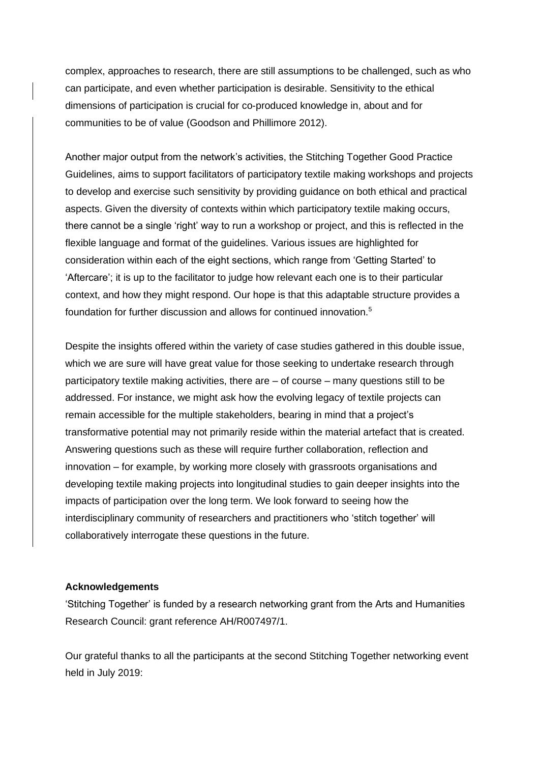complex, approaches to research, there are still assumptions to be challenged, such as who can participate, and even whether participation is desirable. Sensitivity to the ethical dimensions of participation is crucial for co-produced knowledge in, about and for communities to be of value (Goodson and Phillimore 2012).

Another major output from the network's activities, the Stitching Together Good Practice Guidelines, aims to support facilitators of participatory textile making workshops and projects to develop and exercise such sensitivity by providing guidance on both ethical and practical aspects. Given the diversity of contexts within which participatory textile making occurs, there cannot be a single 'right' way to run a workshop or project, and this is reflected in the flexible language and format of the guidelines. Various issues are highlighted for consideration within each of the eight sections, which range from 'Getting Started' to 'Aftercare'; it is up to the facilitator to judge how relevant each one is to their particular context, and how they might respond. Our hope is that this adaptable structure provides a foundation for further discussion and allows for continued innovation.[5]

Despite the insights offered within the variety of case studies gathered in this double issue, which we are sure will have great value for those seeking to undertake research through participatory textile making activities, there are – of course – many questions still to be addressed. For instance, we might ask how the evolving legacy of textile projects can remain accessible for the multiple stakeholders, bearing in mind that a project's transformative potential may not primarily reside within the material artefact that is created. Answering questions such as these will require further collaboration, reflection and innovation – for example, by working more closely with grassroots organisations and developing textile making projects into longitudinal studies to gain deeper insights into the impacts of participation over the long term. We look forward to seeing how the interdisciplinary community of researchers and practitioners who 'stitch together' will collaboratively interrogate these questions in the future.

**Acknowledgements**

'Stitching Together' is funded by a research networking grant from the Arts and Humanities Research Council: grant reference AH/R007497/1.

Our grateful thanks to all the participants at the second Stitching Together networking event held in July 2019: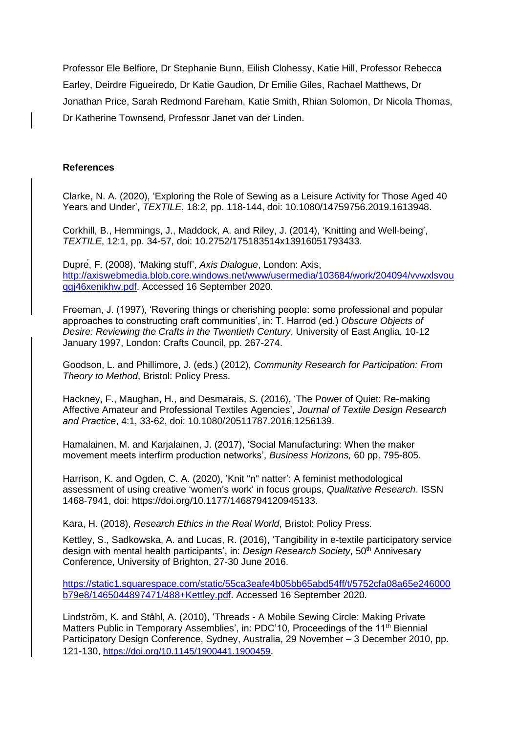Professor Ele Belfiore, Dr Stephanie Bunn, Eilish Clohessy, Katie Hill, Professor Rebecca Earley, Deirdre Figueiredo, Dr Katie Gaudion, Dr Emilie Giles, Rachael Matthews, Dr Jonathan Price, Sarah Redmond Fareham, Katie Smith, Rhian Solomon, Dr Nicola Thomas, Dr Katherine Townsend, Professor Janet van der Linden.

**References**

Clarke, N. A. (2020), 'Exploring the Role of Sewing as a Leisure Activity for Those Aged 40 Years and Under', *TEXTILE*, 18:2, pp. 118-144, doi: 10.1080/14759756.2019.1613948.

Corkhill, B., Hemmings, J., Maddock, A. and Riley, J. (2014), 'Knitting and Well-being', *TEXTILE*, 12:1, pp. 34-57, doi: 10.2752/175183514x13916051793433.

Dupré, F. (2008), 'Making stuff', *Axis Dialogue*, London: Axis, http://axiswebmedia.blob.core.windows.net/www/usermedia/103684/work/204094/vvwxlsvouqgj46xenikhw.pdf. Accessed 16 September 2020.

Freeman, J. (1997), 'Revering things or cherishing people: some professional and popular approaches to constructing craft communities', in: T. Harrod (ed.) *Obscure Objects of Desire: Reviewing the Crafts in the Twentieth Century*, University of East Anglia, 10-12 January 1997, London: Crafts Council, pp. 267-274.

Goodson, L. and Phillimore, J. (eds.) (2012), *Community Research for Participation: From Theory to Method*, Bristol: Policy Press.

Hackney, F., Maughan, H., and Desmarais, S. (2016), 'The Power of Quiet: Re-making Affective Amateur and Professional Textiles Agencies', *Journal of Textile Design Research and Practice*, 4:1, 33-62, doi: 10.1080/20511787.2016.1256139.

Hamalainen, M. and Karjalainen, J. (2017), 'Social Manufacturing: When the maker movement meets interfirm production networks', *Business Horizons,* 60 pp. 795-805.

Harrison, K. and Ogden, C. A. (2020), 'Knit "n" natter': A feminist methodological assessment of using creative 'women's work' in focus groups, *Qualitative Research*. ISSN 1468-7941, doi: https://doi.org/10.1177/1468794120945133.

Kara, H. (2018), *Research Ethics in the Real World*, Bristol: Policy Press.

Kettley, S., Sadkowska, A. and Lucas, R. (2016), 'Tangibility in e-textile participatory service design with mental health participants', in: *Design Research Society*, 50th Annivesary Conference, University of Brighton, 27-30 June 2016.

https://static1.squarespace.com/static/55ca3eafe4b05bb65abd54ff/t/5752cfa08a65e246000b79e8/1465044897471/488+Kettley.pdf. Accessed 16 September 2020.

Lindström, K. and Ståhl, A. (2010), 'Threads - A Mobile Sewing Circle: Making Private Matters Public in Temporary Assemblies', in: PDC'10, Proceedings of the 11th Biennial Participatory Design Conference, Sydney, Australia, 29 November – 3 December 2010, pp. 121-130, https://doi.org/10.1145/1900441.1900459.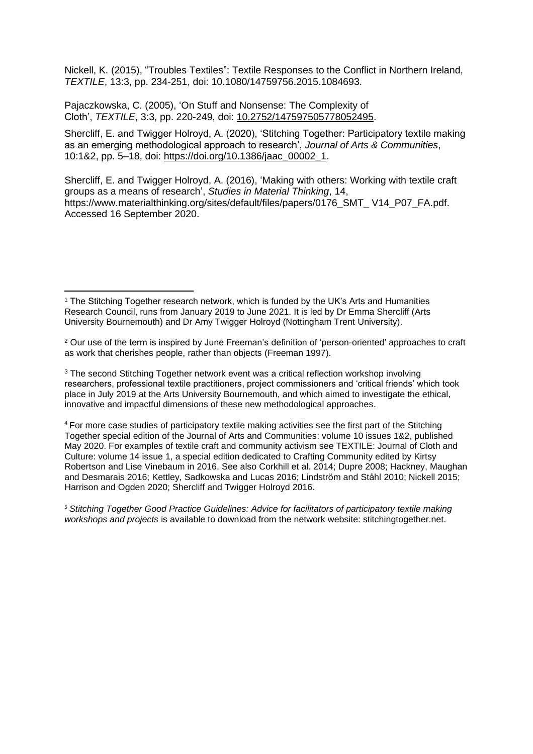Nickell, K. (2015), "Troubles Textiles": Textile Responses to the Conflict in Northern Ireland, *TEXTILE*, 13:3, pp. 234-251, doi: 10.1080/14759756.2015.1084693.

Pajaczkowska, C. (2005), 'On Stuff and Nonsense: The Complexity of Cloth', *TEXTILE*, 3:3, pp. 220-249, doi: 10.2752/147597505778052495.

Shercliff, E. and Twigger Holroyd, A. (2020), 'Stitching Together: Participatory textile making as an emerging methodological approach to research', *Journal of Arts & Communities*, 10:1&2, pp. 5–18, doi: https://doi.org/10.1386/jaac_00002_1.

Shercliff, E. and Twigger Holroyd, A. (2016), 'Making with others: Working with textile craft groups as a means of research', *Studies in Material Thinking*, 14, https://www.materialthinking.org/sites/default/files/papers/0176_SMT_ V14_P07_FA.pdf. Accessed 16 September 2020.

---

[1] The Stitching Together research network, which is funded by the UK's Arts and Humanities Research Council, runs from January 2019 to June 2021. It is led by Dr Emma Shercliff (Arts University Bournemouth) and Dr Amy Twigger Holroyd (Nottingham Trent University).

[2] Our use of the term is inspired by June Freeman's definition of 'person-oriented' approaches to craft as work that cherishes people, rather than objects (Freeman 1997).

[3] The second Stitching Together network event was a critical reflection workshop involving researchers, professional textile practitioners, project commissioners and 'critical friends' which took place in July 2019 at the Arts University Bournemouth, and which aimed to investigate the ethical, innovative and impactful dimensions of these new methodological approaches.

[4] For more case studies of participatory textile making activities see the first part of the Stitching Together special edition of the Journal of Arts and Communities: volume 10 issues 1&2, published May 2020. For examples of textile craft and community activism see TEXTILE: Journal of Cloth and Culture: volume 14 issue 1, a special edition dedicated to Crafting Community edited by Kirtsy Robertson and Lise Vinebaum in 2016. See also Corkhill et al. 2014; Dupre 2008; Hackney, Maughan and Desmarais 2016; Kettley, Sadkowska and Lucas 2016; Lindström and Ståhl 2010; Nickell 2015; Harrison and Ogden 2020; Shercliff and Twigger Holroyd 2016.

[5] *Stitching Together Good Practice Guidelines: Advice for facilitators of participatory textile making workshops and projects* is available to download from the network website: stitchingtogether.net.